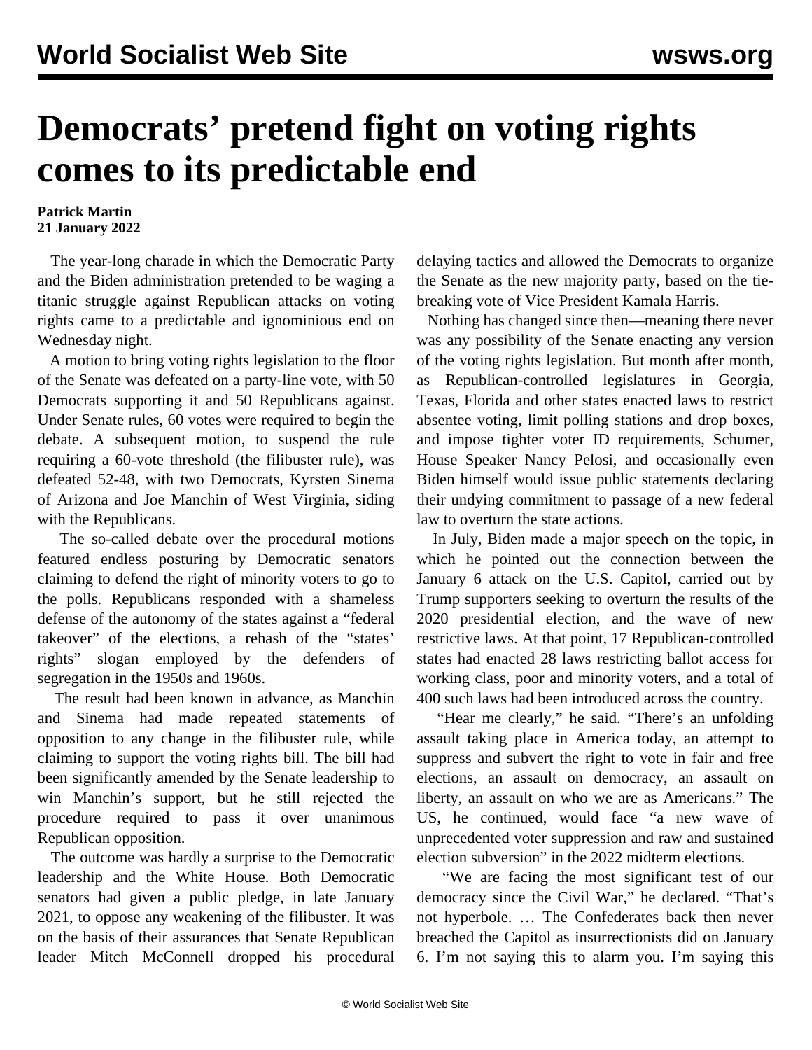# Democrats' pretend fight on voting rights comes to its predictable end

**Patrick Martin**
**21 January 2022**

The year-long charade in which the Democratic Party and the Biden administration pretended to be waging a titanic struggle against Republican attacks on voting rights came to a predictable and ignominious end on Wednesday night.

A motion to bring voting rights legislation to the floor of the Senate was defeated on a party-line vote, with 50 Democrats supporting it and 50 Republicans against. Under Senate rules, 60 votes were required to begin the debate. A subsequent motion, to suspend the rule requiring a 60-vote threshold (the filibuster rule), was defeated 52-48, with two Democrats, Kyrsten Sinema of Arizona and Joe Manchin of West Virginia, siding with the Republicans.

The so-called debate over the procedural motions featured endless posturing by Democratic senators claiming to defend the right of minority voters to go to the polls. Republicans responded with a shameless defense of the autonomy of the states against a "federal takeover" of the elections, a rehash of the "states' rights" slogan employed by the defenders of segregation in the 1950s and 1960s.

The result had been known in advance, as Manchin and Sinema had made repeated statements of opposition to any change in the filibuster rule, while claiming to support the voting rights bill. The bill had been significantly amended by the Senate leadership to win Manchin's support, but he still rejected the procedure required to pass it over unanimous Republican opposition.

The outcome was hardly a surprise to the Democratic leadership and the White House. Both Democratic senators had given a public pledge, in late January 2021, to oppose any weakening of the filibuster. It was on the basis of their assurances that Senate Republican leader Mitch McConnell dropped his procedural delaying tactics and allowed the Democrats to organize the Senate as the new majority party, based on the tie-breaking vote of Vice President Kamala Harris.

Nothing has changed since then—meaning there never was any possibility of the Senate enacting any version of the voting rights legislation. But month after month, as Republican-controlled legislatures in Georgia, Texas, Florida and other states enacted laws to restrict absentee voting, limit polling stations and drop boxes, and impose tighter voter ID requirements, Schumer, House Speaker Nancy Pelosi, and occasionally even Biden himself would issue public statements declaring their undying commitment to passage of a new federal law to overturn the state actions.

In July, Biden made a major speech on the topic, in which he pointed out the connection between the January 6 attack on the U.S. Capitol, carried out by Trump supporters seeking to overturn the results of the 2020 presidential election, and the wave of new restrictive laws. At that point, 17 Republican-controlled states had enacted 28 laws restricting ballot access for working class, poor and minority voters, and a total of 400 such laws had been introduced across the country.

"Hear me clearly," he said. "There's an unfolding assault taking place in America today, an attempt to suppress and subvert the right to vote in fair and free elections, an assault on democracy, an assault on liberty, an assault on who we are as Americans." The US, he continued, would face "a new wave of unprecedented voter suppression and raw and sustained election subversion" in the 2022 midterm elections.

"We are facing the most significant test of our democracy since the Civil War," he declared. "That's not hyperbole. … The Confederates back then never breached the Capitol as insurrectionists did on January 6. I'm not saying this to alarm you. I'm saying this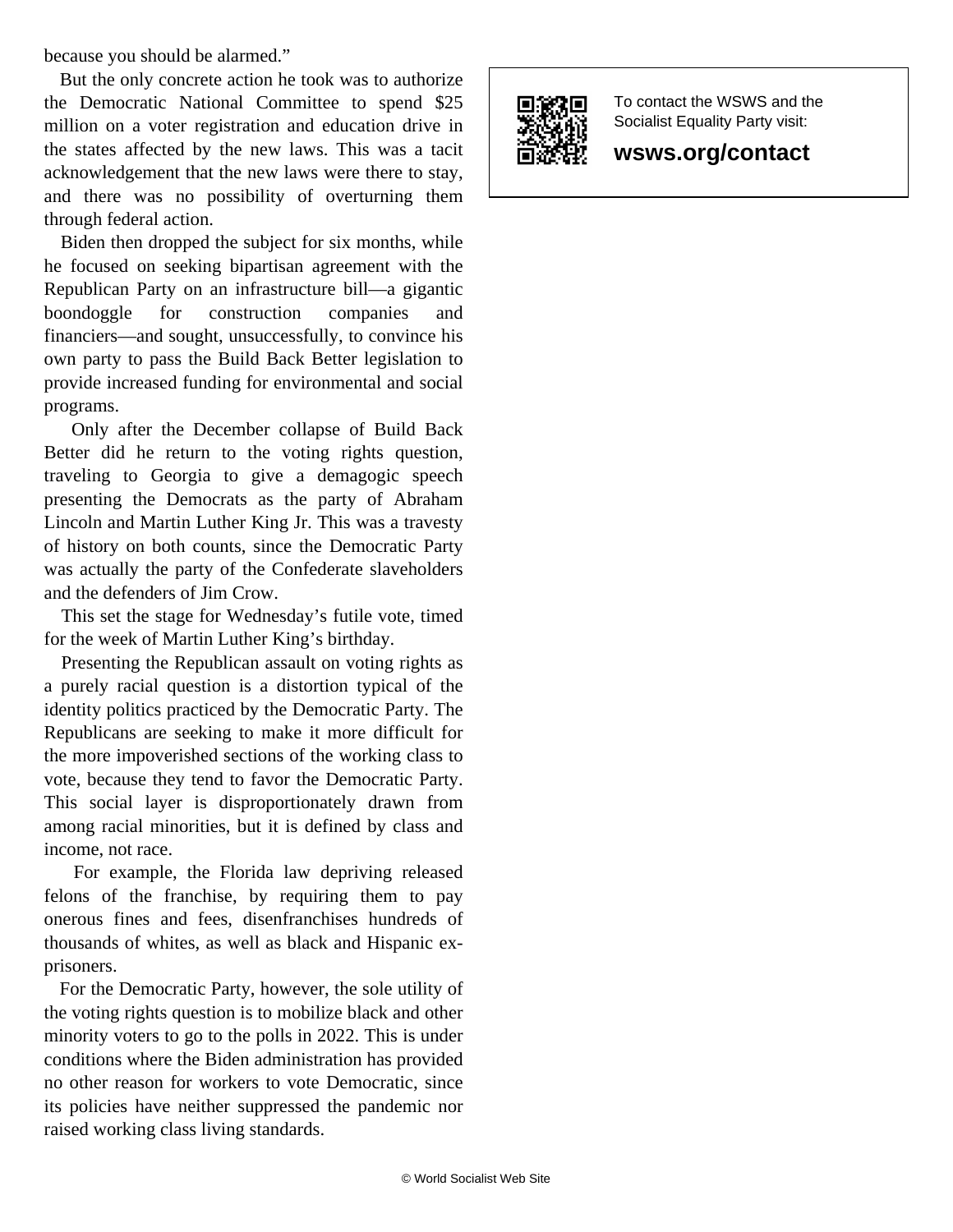because you should be alarmed."

But the only concrete action he took was to authorize the Democratic National Committee to spend $25 million on a voter registration and education drive in the states affected by the new laws. This was a tacit acknowledgement that the new laws were there to stay, and there was no possibility of overturning them through federal action.

Biden then dropped the subject for six months, while he focused on seeking bipartisan agreement with the Republican Party on an infrastructure bill—a gigantic boondoggle for construction companies and financiers—and sought, unsuccessfully, to convince his own party to pass the Build Back Better legislation to provide increased funding for environmental and social programs.

Only after the December collapse of Build Back Better did he return to the voting rights question, traveling to Georgia to give a demagogic speech presenting the Democrats as the party of Abraham Lincoln and Martin Luther King Jr. This was a travesty of history on both counts, since the Democratic Party was actually the party of the Confederate slaveholders and the defenders of Jim Crow.

This set the stage for Wednesday's futile vote, timed for the week of Martin Luther King's birthday.

Presenting the Republican assault on voting rights as a purely racial question is a distortion typical of the identity politics practiced by the Democratic Party. The Republicans are seeking to make it more difficult for the more impoverished sections of the working class to vote, because they tend to favor the Democratic Party. This social layer is disproportionately drawn from among racial minorities, but it is defined by class and income, not race.

For example, the Florida law depriving released felons of the franchise, by requiring them to pay onerous fines and fees, disenfranchises hundreds of thousands of whites, as well as black and Hispanic ex-prisoners.

For the Democratic Party, however, the sole utility of the voting rights question is to mobilize black and other minority voters to go to the polls in 2022. This is under conditions where the Biden administration has provided no other reason for workers to vote Democratic, since its policies have neither suppressed the pandemic nor raised working class living standards.

To contact the WSWS and the Socialist Equality Party visit:

**wsws.org/contact**